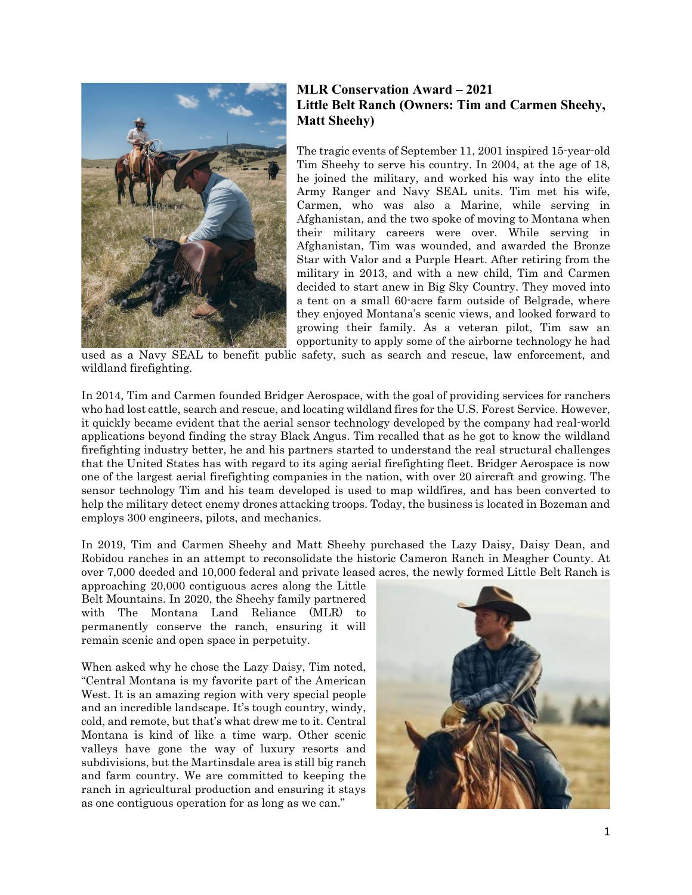**MLR Conservation Award – 2021**
**Little Belt Ranch (Owners: Tim and Carmen Sheehy, Matt Sheehy)**

The tragic events of September 11, 2001 inspired 15-year-old Tim Sheehy to serve his country. In 2004, at the age of 18, he joined the military, and worked his way into the elite Army Ranger and Navy SEAL units. Tim met his wife, Carmen, who was also a Marine, while serving in Afghanistan, and the two spoke of moving to Montana when their military careers were over. While serving in Afghanistan, Tim was wounded, and awarded the Bronze Star with Valor and a Purple Heart. After retiring from the military in 2013, and with a new child, Tim and Carmen decided to start anew in Big Sky Country. They moved into a tent on a small 60-acre farm outside of Belgrade, where they enjoyed Montana's scenic views, and looked forward to growing their family. As a veteran pilot, Tim saw an opportunity to apply some of the airborne technology he had used as a Navy SEAL to benefit public safety, such as search and rescue, law enforcement, and wildland firefighting.

In 2014, Tim and Carmen founded Bridger Aerospace, with the goal of providing services for ranchers who had lost cattle, search and rescue, and locating wildland fires for the U.S. Forest Service. However, it quickly became evident that the aerial sensor technology developed by the company had real-world applications beyond finding the stray Black Angus. Tim recalled that as he got to know the wildland firefighting industry better, he and his partners started to understand the real structural challenges that the United States has with regard to its aging aerial firefighting fleet. Bridger Aerospace is now one of the largest aerial firefighting companies in the nation, with over 20 aircraft and growing. The sensor technology Tim and his team developed is used to map wildfires, and has been converted to help the military detect enemy drones attacking troops. Today, the business is located in Bozeman and employs 300 engineers, pilots, and mechanics.

In 2019, Tim and Carmen Sheehy and Matt Sheehy purchased the Lazy Daisy, Daisy Dean, and Robidou ranches in an attempt to reconsolidate the historic Cameron Ranch in Meagher County. At over 7,000 deeded and 10,000 federal and private leased acres, the newly formed Little Belt Ranch is approaching 20,000 contiguous acres along the Little Belt Mountains. In 2020, the Sheehy family partnered with The Montana Land Reliance (MLR) to permanently conserve the ranch, ensuring it will remain scenic and open space in perpetuity.

When asked why he chose the Lazy Daisy, Tim noted, "Central Montana is my favorite part of the American West. It is an amazing region with very special people and an incredible landscape. It's tough country, windy, cold, and remote, but that's what drew me to it. Central Montana is kind of like a time warp. Other scenic valleys have gone the way of luxury resorts and subdivisions, but the Martinsdale area is still big ranch and farm country. We are committed to keeping the ranch in agricultural production and ensuring it stays as one contiguous operation for as long as we can."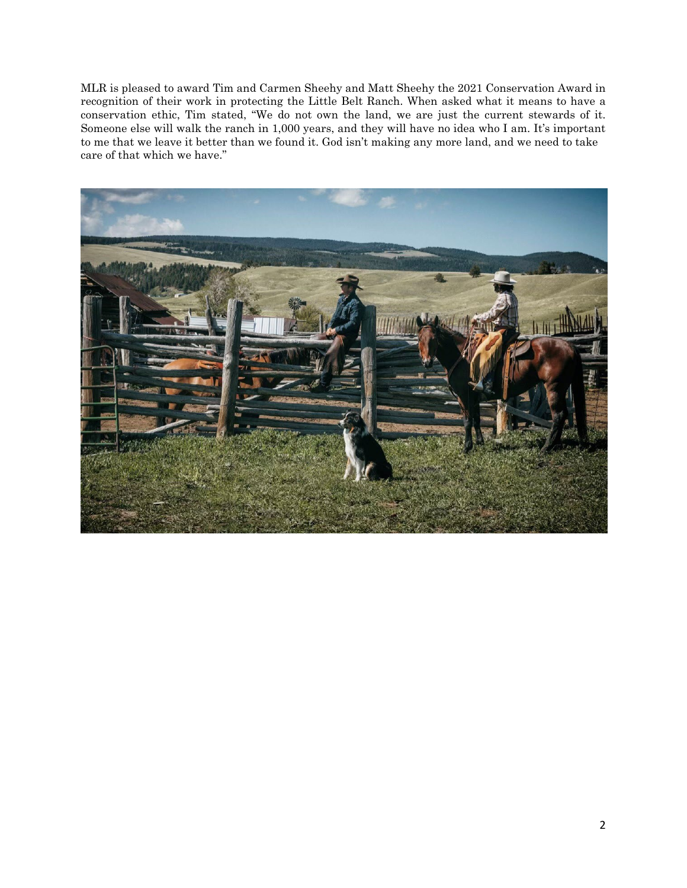MLR is pleased to award Tim and Carmen Sheehy and Matt Sheehy the 2021 Conservation Award in recognition of their work in protecting the Little Belt Ranch. When asked what it means to have a conservation ethic, Tim stated, "We do not own the land, we are just the current stewards of it. Someone else will walk the ranch in 1,000 years, and they will have no idea who I am. It's important to me that we leave it better than we found it. God isn't making any more land, and we need to take care of that which we have."